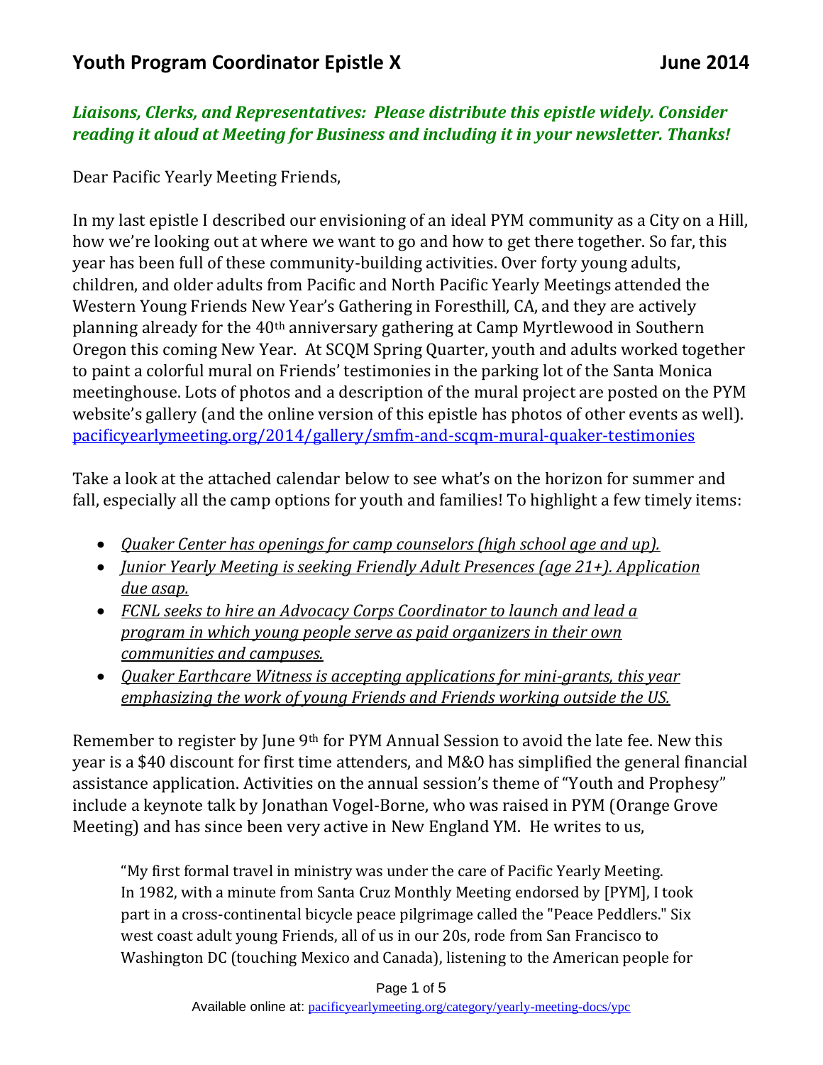# Youth Program Coordinator Epistle X — June 2014

***Liaisons, Clerks, and Representatives: Please distribute this epistle widely. Consider reading it aloud at Meeting for Business and including it in your newsletter. Thanks!***

Dear Pacific Yearly Meeting Friends,

In my last epistle I described our envisioning of an ideal PYM community as a City on a Hill, how we're looking out at where we want to go and how to get there together. So far, this year has been full of these community-building activities. Over forty young adults, children, and older adults from Pacific and North Pacific Yearly Meetings attended the Western Young Friends New Year's Gathering in Foresthill, CA, and they are actively planning already for the 40th anniversary gathering at Camp Myrtlewood in Southern Oregon this coming New Year. At SCQM Spring Quarter, youth and adults worked together to paint a colorful mural on Friends' testimonies in the parking lot of the Santa Monica meetinghouse. Lots of photos and a description of the mural project are posted on the PYM website's gallery (and the online version of this epistle has photos of other events as well). [pacificyearlymeeting.org/2014/gallery/smfm-and-scqm-mural-quaker-testimonies](pacificyearlymeeting.org/2014/gallery/smfm-and-scqm-mural-quaker-testimonies)

Take a look at the attached calendar below to see what's on the horizon for summer and fall, especially all the camp options for youth and families! To highlight a few timely items:

- *Quaker Center has openings for camp counselors (high school age and up).*
- *Junior Yearly Meeting is seeking Friendly Adult Presences (age 21+). Application due asap.*
- *FCNL seeks to hire an Advocacy Corps Coordinator to launch and lead a program in which young people serve as paid organizers in their own communities and campuses.*
- *Quaker Earthcare Witness is accepting applications for mini-grants, this year emphasizing the work of young Friends and Friends working outside the US.*

Remember to register by June 9th for PYM Annual Session to avoid the late fee. New this year is a $40 discount for first time attenders, and M&O has simplified the general financial assistance application. Activities on the annual session's theme of "Youth and Prophesy" include a keynote talk by Jonathan Vogel-Borne, who was raised in PYM (Orange Grove Meeting) and has since been very active in New England YM. He writes to us,

> "My first formal travel in ministry was under the care of Pacific Yearly Meeting. In 1982, with a minute from Santa Cruz Monthly Meeting endorsed by [PYM], I took part in a cross-continental bicycle peace pilgrimage called the "Peace Peddlers." Six west coast adult young Friends, all of us in our 20s, rode from San Francisco to Washington DC (touching Mexico and Canada), listening to the American people for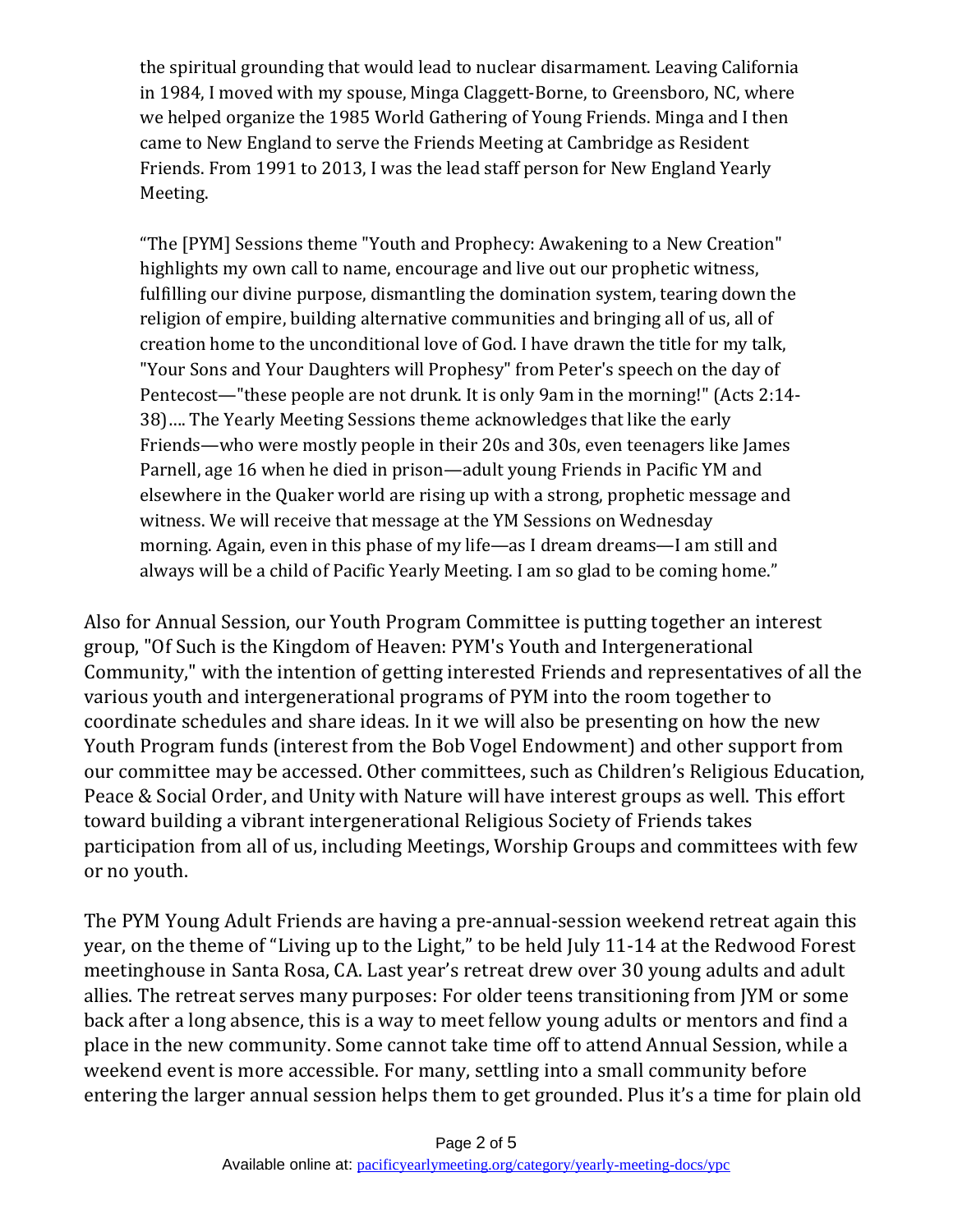> the spiritual grounding that would lead to nuclear disarmament. Leaving California in 1984, I moved with my spouse, Minga Claggett-Borne, to Greensboro, NC, where we helped organize the 1985 World Gathering of Young Friends. Minga and I then came to New England to serve the Friends Meeting at Cambridge as Resident Friends. From 1991 to 2013, I was the lead staff person for New England Yearly Meeting.
>
> "The [PYM] Sessions theme "Youth and Prophecy: Awakening to a New Creation" highlights my own call to name, encourage and live out our prophetic witness, fulfilling our divine purpose, dismantling the domination system, tearing down the religion of empire, building alternative communities and bringing all of us, all of creation home to the unconditional love of God. I have drawn the title for my talk, "Your Sons and Your Daughters will Prophesy" from Peter's speech on the day of Pentecost—"these people are not drunk. It is only 9am in the morning!" (Acts 2:14-38).... The Yearly Meeting Sessions theme acknowledges that like the early Friends—who were mostly people in their 20s and 30s, even teenagers like James Parnell, age 16 when he died in prison—adult young Friends in Pacific YM and elsewhere in the Quaker world are rising up with a strong, prophetic message and witness. We will receive that message at the YM Sessions on Wednesday morning. Again, even in this phase of my life—as I dream dreams—I am still and always will be a child of Pacific Yearly Meeting. I am so glad to be coming home."

Also for Annual Session, our Youth Program Committee is putting together an interest group, "Of Such is the Kingdom of Heaven: PYM's Youth and Intergenerational Community," with the intention of getting interested Friends and representatives of all the various youth and intergenerational programs of PYM into the room together to coordinate schedules and share ideas. In it we will also be presenting on how the new Youth Program funds (interest from the Bob Vogel Endowment) and other support from our committee may be accessed. Other committees, such as Children's Religious Education, Peace & Social Order, and Unity with Nature will have interest groups as well. This effort toward building a vibrant intergenerational Religious Society of Friends takes participation from all of us, including Meetings, Worship Groups and committees with few or no youth.

The PYM Young Adult Friends are having a pre-annual-session weekend retreat again this year, on the theme of "Living up to the Light," to be held July 11-14 at the Redwood Forest meetinghouse in Santa Rosa, CA. Last year's retreat drew over 30 young adults and adult allies. The retreat serves many purposes: For older teens transitioning from JYM or some back after a long absence, this is a way to meet fellow young adults or mentors and find a place in the new community. Some cannot take time off to attend Annual Session, while a weekend event is more accessible. For many, settling into a small community before entering the larger annual session helps them to get grounded. Plus it's a time for plain old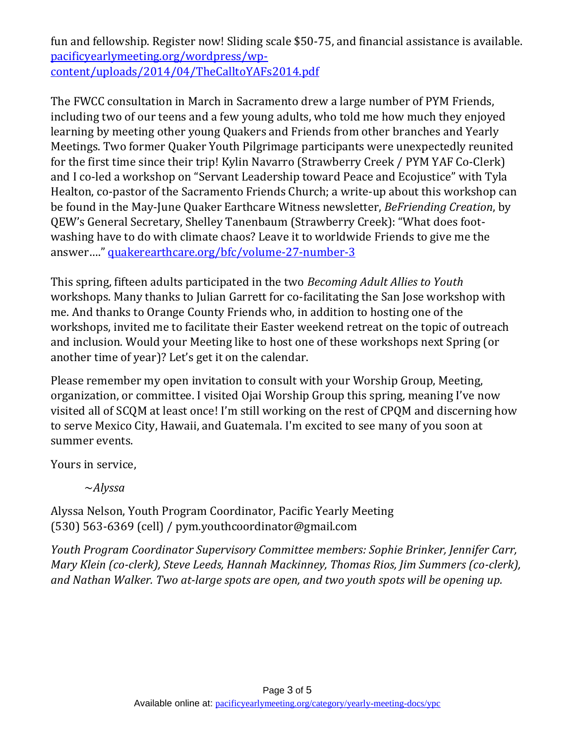fun and fellowship. Register now! Sliding scale $50-75, and financial assistance is available. [pacificyearlymeeting.org/wordpress/wp-content/uploads/2014/04/TheCalltoYAFs2014.pdf](pacificyearlymeeting.org/wordpress/wp-content/uploads/2014/04/TheCalltoYAFs2014.pdf)

The FWCC consultation in March in Sacramento drew a large number of PYM Friends, including two of our teens and a few young adults, who told me how much they enjoyed learning by meeting other young Quakers and Friends from other branches and Yearly Meetings. Two former Quaker Youth Pilgrimage participants were unexpectedly reunited for the first time since their trip! Kylin Navarro (Strawberry Creek / PYM YAF Co-Clerk) and I co-led a workshop on "Servant Leadership toward Peace and Ecojustice" with Tyla Healton, co-pastor of the Sacramento Friends Church; a write-up about this workshop can be found in the May-June Quaker Earthcare Witness newsletter, *BeFriending Creation*, by QEW's General Secretary, Shelley Tanenbaum (Strawberry Creek): "What does foot-washing have to do with climate chaos? Leave it to worldwide Friends to give me the answer…." [quakerearthcare.org/bfc/volume-27-number-3](quakerearthcare.org/bfc/volume-27-number-3)

This spring, fifteen adults participated in the two *Becoming Adult Allies to Youth* workshops. Many thanks to Julian Garrett for co-facilitating the San Jose workshop with me. And thanks to Orange County Friends who, in addition to hosting one of the workshops, invited me to facilitate their Easter weekend retreat on the topic of outreach and inclusion. Would your Meeting like to host one of these workshops next Spring (or another time of year)? Let's get it on the calendar.

Please remember my open invitation to consult with your Worship Group, Meeting, organization, or committee. I visited Ojai Worship Group this spring, meaning I've now visited all of SCQM at least once! I'm still working on the rest of CPQM and discerning how to serve Mexico City, Hawaii, and Guatemala. I'm excited to see many of you soon at summer events.

Yours in service,

*~Alyssa*

Alyssa Nelson, Youth Program Coordinator, Pacific Yearly Meeting
(530) 563-6369 (cell) / pym.youthcoordinator@gmail.com

*Youth Program Coordinator Supervisory Committee members: Sophie Brinker, Jennifer Carr, Mary Klein (co-clerk), Steve Leeds, Hannah Mackinney, Thomas Rios, Jim Summers (co-clerk), and Nathan Walker. Two at-large spots are open, and two youth spots will be opening up.*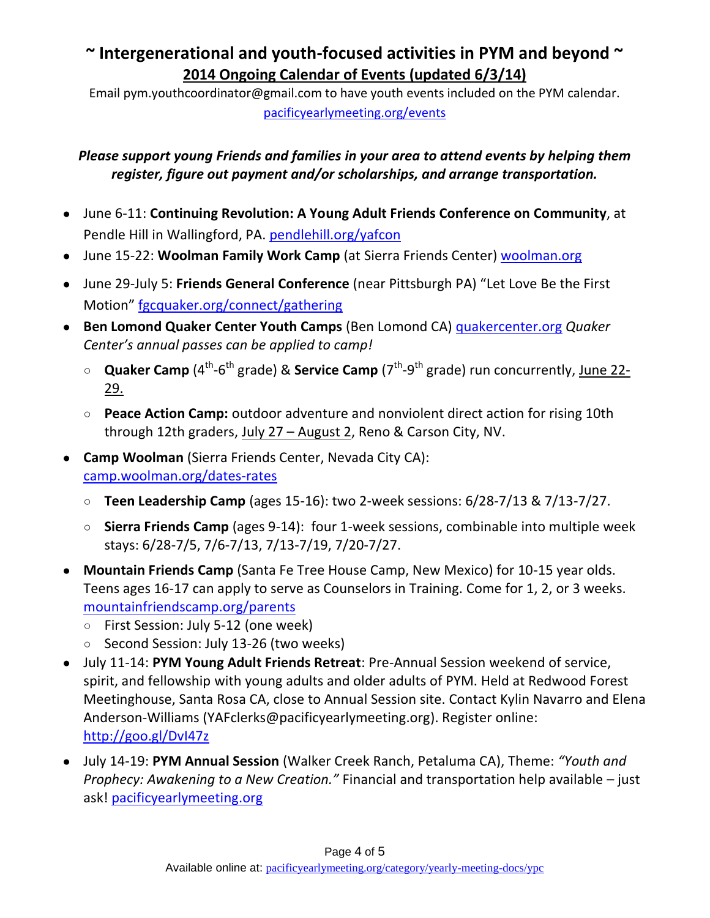## ~ Intergenerational and youth-focused activities in PYM and beyond ~

**2014 Ongoing Calendar of Events (updated 6/3/14)**

Email pym.youthcoordinator@gmail.com to have youth events included on the PYM calendar.
pacificyearlymeeting.org/events

***Please support young Friends and families in your area to attend events by helping them register, figure out payment and/or scholarships, and arrange transportation.***

- June 6-11: **Continuing Revolution: A Young Adult Friends Conference on Community**, at Pendle Hill in Wallingford, PA. pendlehill.org/yafcon
- June 15-22: **Woolman Family Work Camp** (at Sierra Friends Center) woolman.org
- June 29-July 5: **Friends General Conference** (near Pittsburgh PA) "Let Love Be the First Motion" fgcquaker.org/connect/gathering
- **Ben Lomond Quaker Center Youth Camps** (Ben Lomond CA) quakercenter.org *Quaker Center's annual passes can be applied to camp!*
  - **Quaker Camp** (4th-6th grade) & **Service Camp** (7th-9th grade) run concurrently, June 22-29.
  - **Peace Action Camp:** outdoor adventure and nonviolent direct action for rising 10th through 12th graders, July 27 – August 2, Reno & Carson City, NV.
- **Camp Woolman** (Sierra Friends Center, Nevada City CA): camp.woolman.org/dates-rates
  - **Teen Leadership Camp** (ages 15-16): two 2-week sessions: 6/28-7/13 & 7/13-7/27.
  - **Sierra Friends Camp** (ages 9-14): four 1-week sessions, combinable into multiple week stays: 6/28-7/5, 7/6-7/13, 7/13-7/19, 7/20-7/27.
- **Mountain Friends Camp** (Santa Fe Tree House Camp, New Mexico) for 10-15 year olds. Teens ages 16-17 can apply to serve as Counselors in Training. Come for 1, 2, or 3 weeks. mountainfriendscamp.org/parents
  - First Session: July 5-12 (one week)
  - Second Session: July 13-26 (two weeks)
- July 11-14: **PYM Young Adult Friends Retreat**: Pre-Annual Session weekend of service, spirit, and fellowship with young adults and older adults of PYM. Held at Redwood Forest Meetinghouse, Santa Rosa CA, close to Annual Session site. Contact Kylin Navarro and Elena Anderson-Williams (YAFclerks@pacificyearlymeeting.org). Register online: http://goo.gl/DvI47z
- July 14-19: **PYM Annual Session** (Walker Creek Ranch, Petaluma CA), Theme: *"Youth and Prophecy: Awakening to a New Creation."* Financial and transportation help available – just ask! pacificyearlymeeting.org

Available online at: pacificyearlymeeting.org/category/yearly-meeting-docs/ypc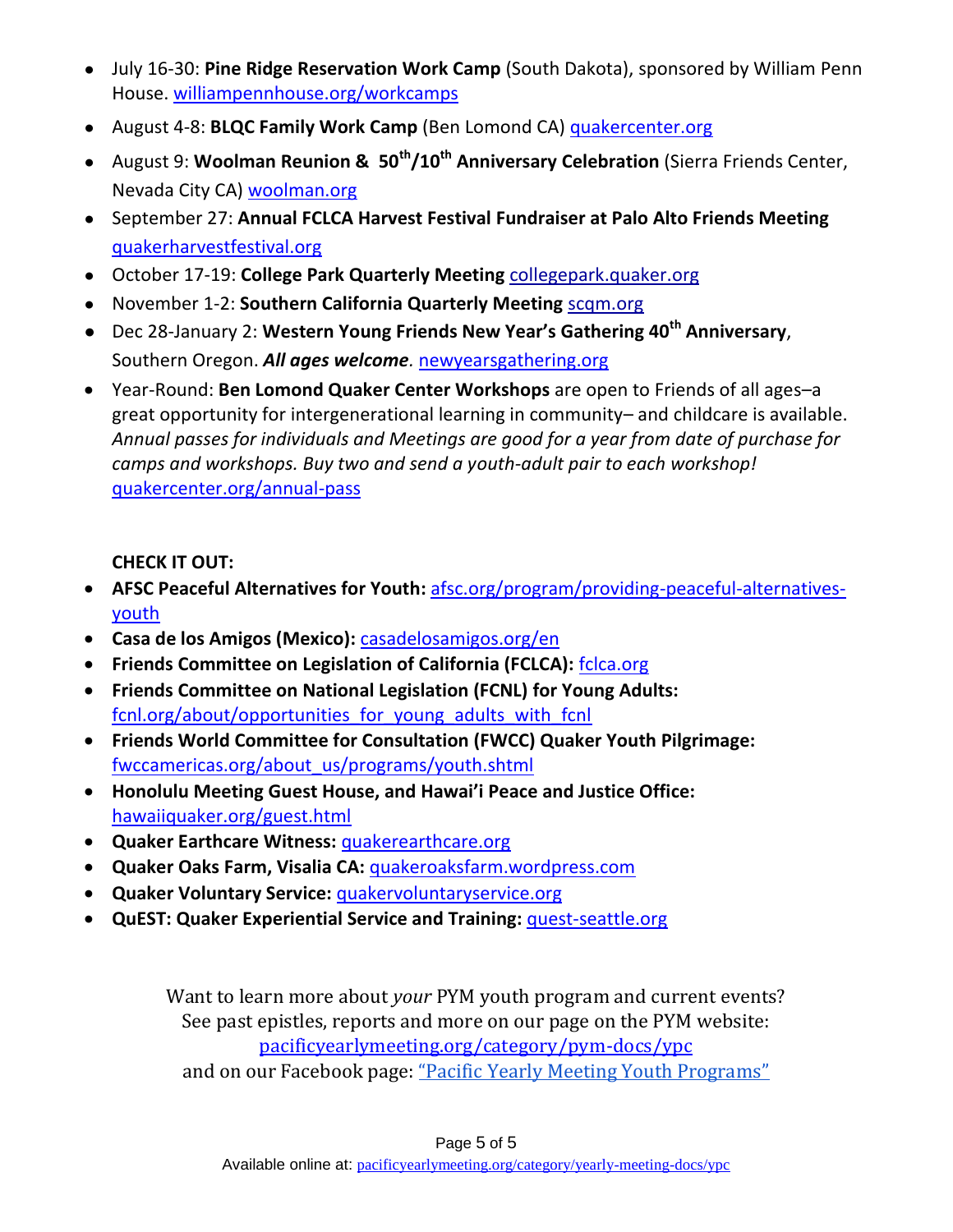- July 16-30: **Pine Ridge Reservation Work Camp** (South Dakota), sponsored by William Penn House. williampennhouse.org/workcamps
- August 4-8: **BLQC Family Work Camp** (Ben Lomond CA) quakercenter.org
- August 9: **Woolman Reunion & 50th/10th Anniversary Celebration** (Sierra Friends Center, Nevada City CA) woolman.org
- September 27: **Annual FCLCA Harvest Festival Fundraiser at Palo Alto Friends Meeting** quakerharvestfestival.org
- October 17-19: **College Park Quarterly Meeting** collegepark.quaker.org
- November 1-2: **Southern California Quarterly Meeting** scqm.org
- Dec 28-January 2: **Western Young Friends New Year's Gathering 40th Anniversary**, Southern Oregon. ***All ages welcome.*** newyearsgathering.org
- Year-Round: **Ben Lomond Quaker Center Workshops** are open to Friends of all ages–a great opportunity for intergenerational learning in community– and childcare is available. *Annual passes for individuals and Meetings are good for a year from date of purchase for camps and workshops. Buy two and send a youth-adult pair to each workshop!* quakercenter.org/annual-pass

**CHECK IT OUT:**

- **AFSC Peaceful Alternatives for Youth:** afsc.org/program/providing-peaceful-alternatives-youth
- **Casa de los Amigos (Mexico):** casadelosamigos.org/en
- **Friends Committee on Legislation of California (FCLCA):** fclca.org
- **Friends Committee on National Legislation (FCNL) for Young Adults:** fcnl.org/about/opportunities_for_young_adults_with_fcnl
- **Friends World Committee for Consultation (FWCC) Quaker Youth Pilgrimage:** fwccamericas.org/about_us/programs/youth.shtml
- **Honolulu Meeting Guest House, and Hawai'i Peace and Justice Office:** hawaiiquaker.org/guest.html
- **Quaker Earthcare Witness:** quakerearthcare.org
- **Quaker Oaks Farm, Visalia CA:** quakeroaksfarm.wordpress.com
- **Quaker Voluntary Service:** quakervoluntaryservice.org
- **QuEST: Quaker Experiential Service and Training:** quest-seattle.org

Want to learn more about *your* PYM youth program and current events?
See past epistles, reports and more on our page on the PYM website:
pacificyearlymeeting.org/category/pym-docs/ypc
and on our Facebook page: "Pacific Yearly Meeting Youth Programs"